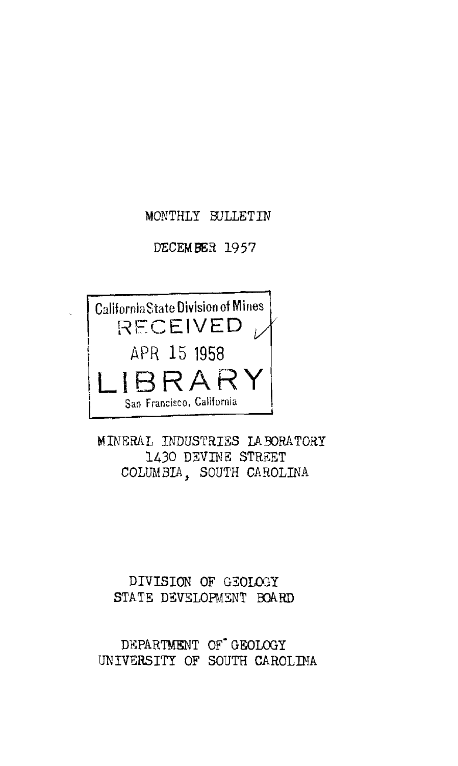MONTHLY BULLETIN

DECEMBER 1957

California State Division of Mines
RECEIVED
APR 15 1958
LIBRARY
San Francisco, California

MINERAL INDUSTRIES LABORATORY
1430 DEVINE STREET
COLUMBIA, SOUTH CAROLINA

DIVISION OF GEOLOGY
STATE DEVELOPMENT BOARD

DEPARTMENT OF GEOLOGY
UNIVERSITY OF SOUTH CAROLINA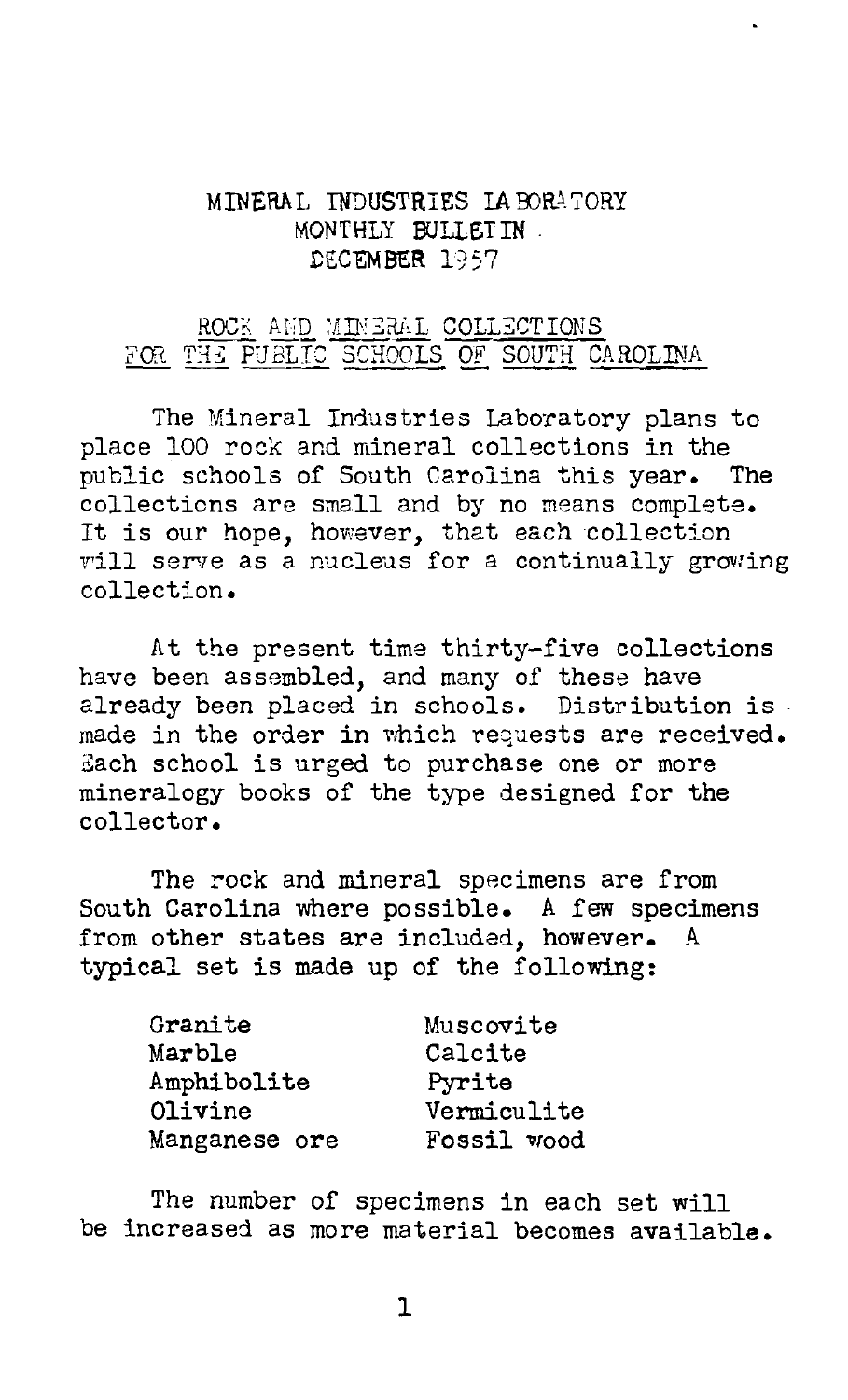# MINERAL INDUSTRIES LABORATORY
## MONTHLY BULLETIN
### DECEMBER 1957

## ROCK AND MINERAL COLLECTIONS FOR THE PUBLIC SCHOOLS OF SOUTH CAROLINA

The Mineral Industries Laboratory plans to place 100 rock and mineral collections in the public schools of South Carolina this year. The collections are small and by no means complete. It is our hope, however, that each collection will serve as a nucleus for a continually growing collection.

At the present time thirty-five collections have been assembled, and many of these have already been placed in schools. Distribution is made in the order in which requests are received. Each school is urged to purchase one or more mineralogy books of the type designed for the collector.

The rock and mineral specimens are from South Carolina where possible. A few specimens from other states are included, however. A typical set is made up of the following:

| | |
|---|---|
| Granite | Muscovite |
| Marble | Calcite |
| Amphibolite | Pyrite |
| Olivine | Vermiculite |
| Manganese ore | Fossil wood |

The number of specimens in each set will be increased as more material becomes available.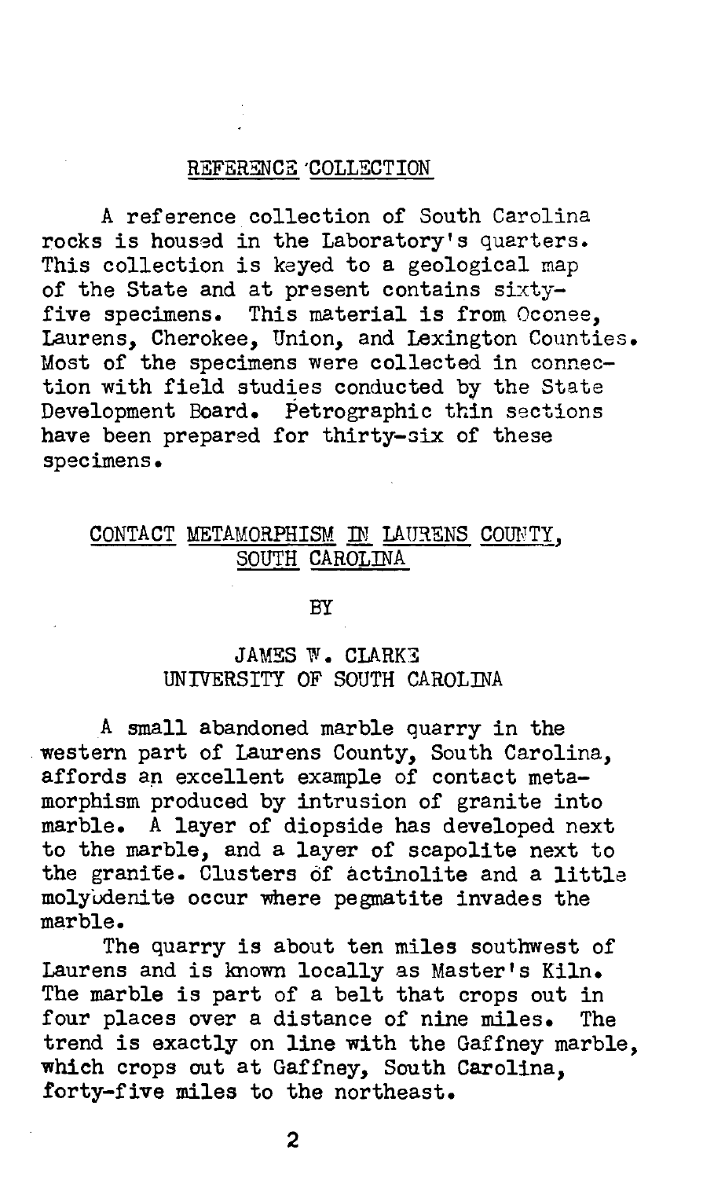## REFERENCE COLLECTION

A reference collection of South Carolina rocks is housed in the Laboratory's quarters. This collection is keyed to a geological map of the State and at present contains sixty-five specimens. This material is from Oconee, Laurens, Cherokee, Union, and Lexington Counties. Most of the specimens were collected in connection with field studies conducted by the State Development Board. Petrographic thin sections have been prepared for thirty-six of these specimens.

## CONTACT METAMORPHISM IN LAURENS COUNTY, SOUTH CAROLINA

BY

JAMES W. CLARKE
UNIVERSITY OF SOUTH CAROLINA

A small abandoned marble quarry in the western part of Laurens County, South Carolina, affords an excellent example of contact metamorphism produced by intrusion of granite into marble. A layer of diopside has developed next to the marble, and a layer of scapolite next to the granite. Clusters of actinolite and a little molybdenite occur where pegmatite invades the marble.

The quarry is about ten miles southwest of Laurens and is known locally as Master's Kiln. The marble is part of a belt that crops out in four places over a distance of nine miles. The trend is exactly on line with the Gaffney marble, which crops out at Gaffney, South Carolina, forty-five miles to the northeast.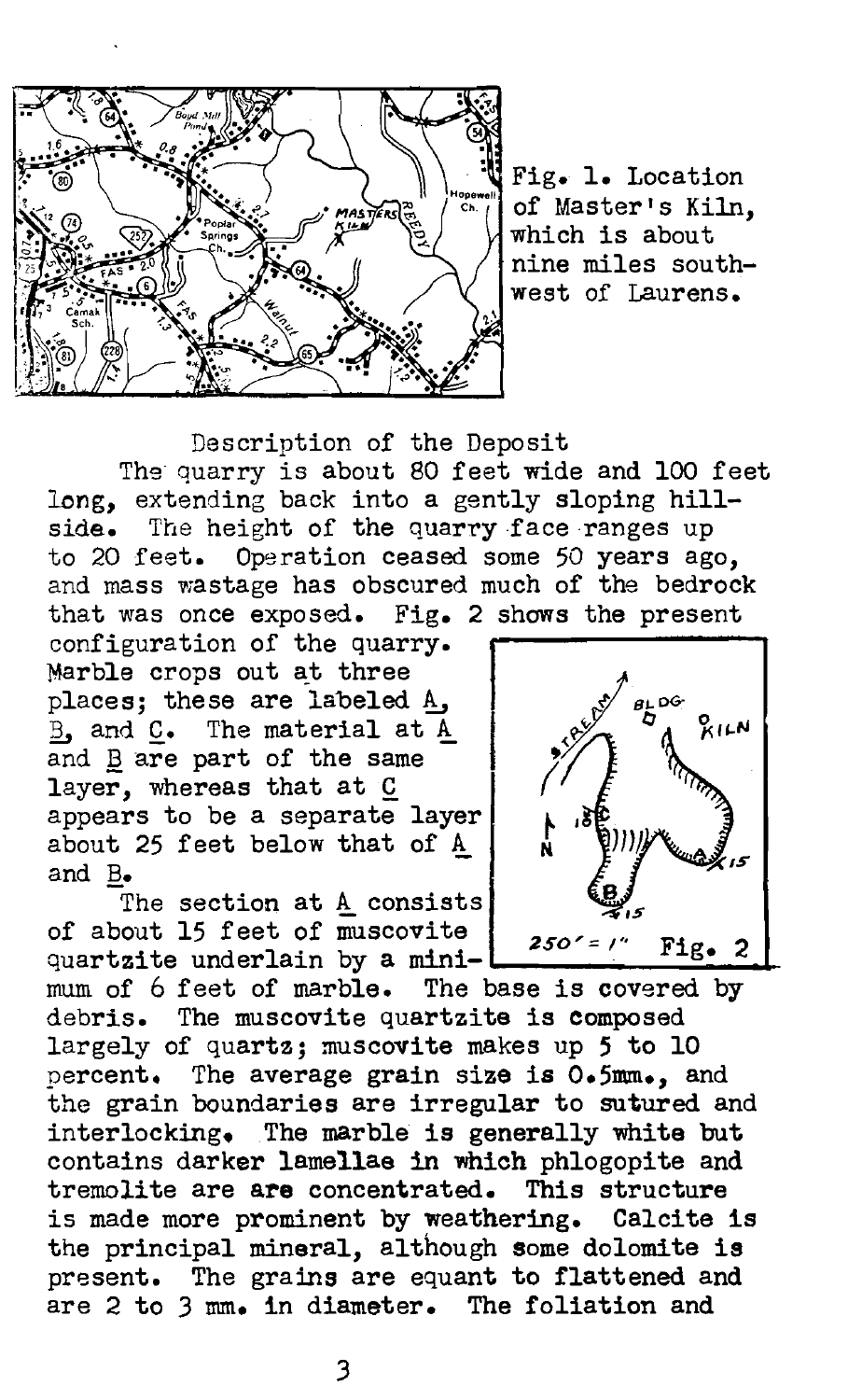Fig. 1. Location of Master's Kiln, which is about nine miles southwest of Laurens.

## Description of the Deposit

The quarry is about 80 feet wide and 100 feet long, extending back into a gently sloping hillside. The height of the quarry face ranges up to 20 feet. Operation ceased some 50 years ago, and mass wastage has obscured much of the bedrock that was once exposed. Fig. 2 shows the present configuration of the quarry. Marble crops out at three places; these are labeled _A_, _B_, and _C_. The material at _A_ and _B_ are part of the same layer, whereas that at _C_ appears to be a separate layer about 25 feet below that of _A_ and _B_.

Fig. 2

The section at _A_ consists of about 15 feet of muscovite quartzite underlain by a minimum of 6 feet of marble. The base is covered by debris. The muscovite quartzite is composed largely of quartz; muscovite makes up 5 to 10 percent. The average grain size is 0.5mm., and the grain boundaries are irregular to sutured and interlocking. The marble is generally white but contains darker lamellae in which phlogopite and tremolite are are concentrated. This structure is made more prominent by weathering. Calcite is the principal mineral, although some dolomite is present. The grains are equant to flattened and are 2 to 3 mm. in diameter. The foliation and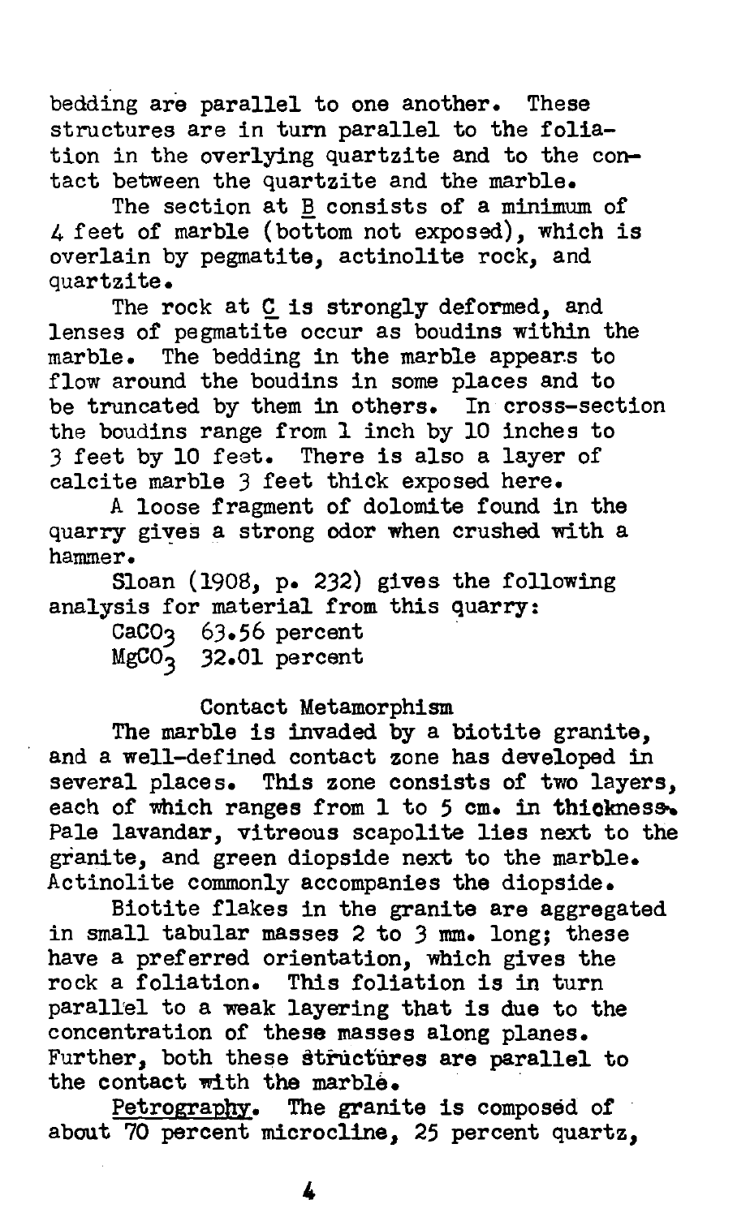bedding are parallel to one another. These structures are in turn parallel to the foliation in the overlying quartzite and to the contact between the quartzite and the marble.

The section at B consists of a minimum of 4 feet of marble (bottom not exposed), which is overlain by pegmatite, actinolite rock, and quartzite.

The rock at C is strongly deformed, and lenses of pegmatite occur as boudins within the marble. The bedding in the marble appears to flow around the boudins in some places and to be truncated by them in others. In cross-section the boudins range from 1 inch by 10 inches to 3 feet by 10 feet. There is also a layer of calcite marble 3 feet thick exposed here.

A loose fragment of dolomite found in the quarry gives a strong odor when crushed with a hammer.

Sloan (1908, p. 232) gives the following analysis for material from this quarry:

$CaCO_3$ 63.56 percent
$MgCO_3$ 32.01 percent

## Contact Metamorphism

The marble is invaded by a biotite granite, and a well-defined contact zone has developed in several places. This zone consists of two layers, each of which ranges from 1 to 5 cm. in thickness. Pale lavandar, vitreous scapolite lies next to the granite, and green diopside next to the marble. Actinolite commonly accompanies the diopside.

Biotite flakes in the granite are aggregated in small tabular masses 2 to 3 mm. long; these have a preferred orientation, which gives the rock a foliation. This foliation is in turn parallel to a weak layering that is due to the concentration of these masses along planes. Further, both these structures are parallel to the contact with the marble.

Petrography. The granite is composed of about 70 percent microcline, 25 percent quartz,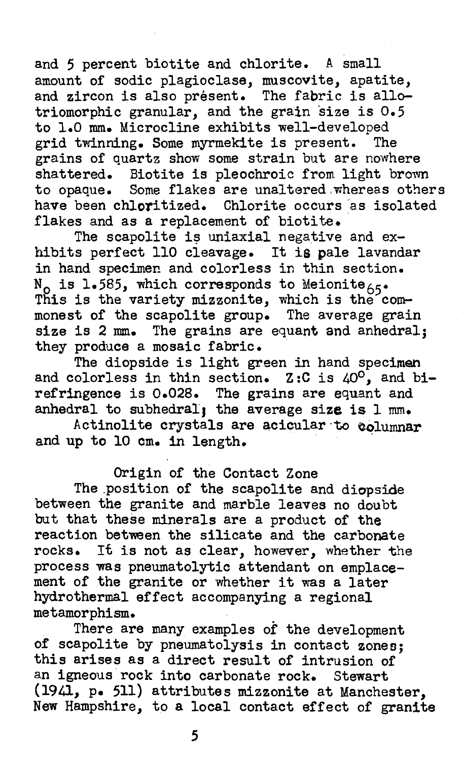and 5 percent biotite and chlorite. A small amount of sodic plagioclase, muscovite, apatite, and zircon is also présent. The fabric is allotriomorphic granular, and the grain size is 0.5 to 1.0 mm. Microcline exhibits well-developed grid twinning. Some myrmekite is present. The grains of quartz show some strain but are nowhere shattered. Biotite is pleochroic from light brown to opaque. Some flakes are unaltered whereas others have been chloritized. Chlorite occurs as isolated flakes and as a replacement of biotite.

The scapolite is uniaxial negative and exhibits perfect 110 cleavage. It is pale lavandar in hand specimen and colorless in thin section. $N_o$ is 1.585, which corresponds to $Meionite_{65}$. This is the variety mizzonite, which is the commonest of the scapolite group. The average grain size is 2 mm. The grains are equant and anhedral; they produce a mosaic fabric.

The diopside is light green in hand specimen and colorless in thin section. Z:C is 40°, and birefringence is 0.028. The grains are equant and anhedral to subhedral; the average size is 1 mm.

Actinolite crystals are acicular to columnar and up to 10 cm. in length.

## Origin of the Contact Zone

The position of the scapolite and diopside between the granite and marble leaves no doubt but that these minerals are a product of the reaction between the silicate and the carbonate rocks. It is not as clear, however, whether the process was pneumatolytic attendant on emplacement of the granite or whether it was a later hydrothermal effect accompanying a regional metamorphism.

There are many examples of the development of scapolite by pneumatolysis in contact zones; this arises as a direct result of intrusion of an igneous rock into carbonate rock. Stewart (1941, p. 511) attributes mizzonite at Manchester, New Hampshire, to a local contact effect of granite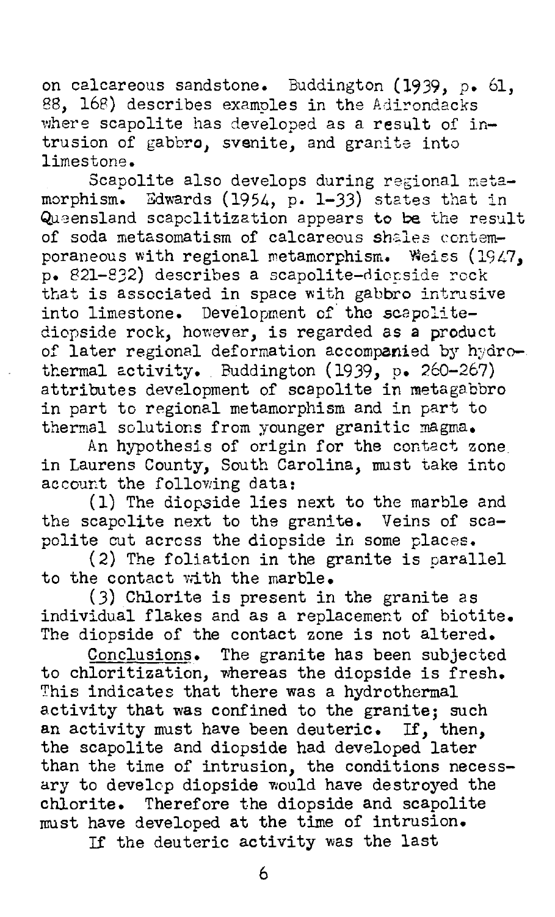on calcareous sandstone. Buddington (1939, p. 61, 88, 168) describes examples in the Adirondacks where scapolite has developed as a result of intrusion of gabbro, syenite, and granite into limestone.

Scapolite also develops during regional metamorphism. Edwards (1954, p. 1-33) states that in Queensland scapolitization appears to be the result of soda metasomatism of calcareous shales contemporaneous with regional metamorphism. Weiss (1947, p. 821-832) describes a scapolite-diopside rock that is associated in space with gabbro intrusive into limestone. Development of the scapolite-diopside rock, however, is regarded as a product of later regional deformation accompanied by hydrothermal activity. Buddington (1939, p. 260-267) attributes development of scapolite in metagabbro in part to regional metamorphism and in part to thermal solutions from younger granitic magma.

An hypothesis of origin for the contact zone in Laurens County, South Carolina, must take into account the following data:

(1) The diopside lies next to the marble and the scapolite next to the granite. Veins of scapolite cut across the diopside in some places.

(2) The foliation in the granite is parallel to the contact with the marble.

(3) Chlorite is present in the granite as individual flakes and as a replacement of biotite. The diopside of the contact zone is not altered.

Conclusions. The granite has been subjected to chloritization, whereas the diopside is fresh. This indicates that there was a hydrothermal activity that was confined to the granite; such an activity must have been deuteric. If, then, the scapolite and diopside had developed later than the time of intrusion, the conditions necessary to develop diopside would have destroyed the chlorite. Therefore the diopside and scapolite must have developed at the time of intrusion.

If the deuteric activity was the last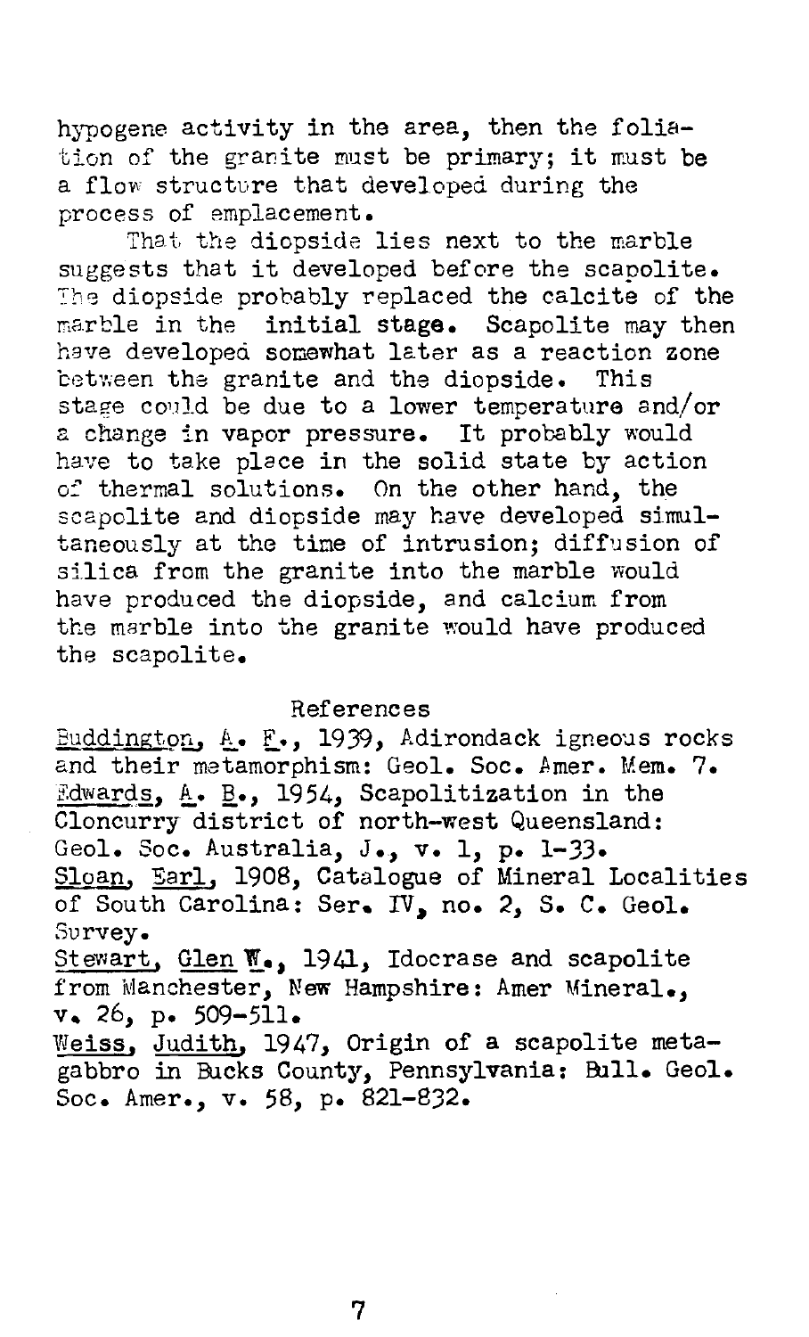hypogene activity in the area, then the foliation of the granite must be primary; it must be a flow structure that developed during the process of emplacement.

That the diopside lies next to the marble suggests that it developed before the scapolite. The diopside probably replaced the calcite of the marble in the **initial stage.** Scapolite may then have developed somewhat later as a reaction zone between the granite and the diopside. This stage could be due to a lower temperature and/or a change in vapor pressure. It probably would have to take place in the solid state by action of thermal solutions. On the other hand, the scapolite and diopside may have developed simultaneously at the time of intrusion; diffusion of silica from the granite into the marble would have produced the diopside, and calcium from the marble into the granite would have produced the scapolite.

## References

Buddington, A. F., 1939, Adirondack igneous rocks and their metamorphism: Geol. Soc. Amer. Mem. 7.

Edwards, A. B., 1954, Scapolitization in the Cloncurry district of north-west Queensland: Geol. Soc. Australia, J., v. 1, p. 1-33.

Sloan, Earl, 1908, Catalogue of Mineral Localities of South Carolina: Ser. IV, no. 2, S. C. Geol. Survey.

Stewart, Glen W., 1941, Idocrase and scapolite from Manchester, New Hampshire: Amer Mineral., v. 26, p. 509-511.

Weiss, Judith, 1947, Origin of a scapolite metagabbro in Bucks County, Pennsylvania: Bull. Geol. Soc. Amer., v. 58, p. 821-832.